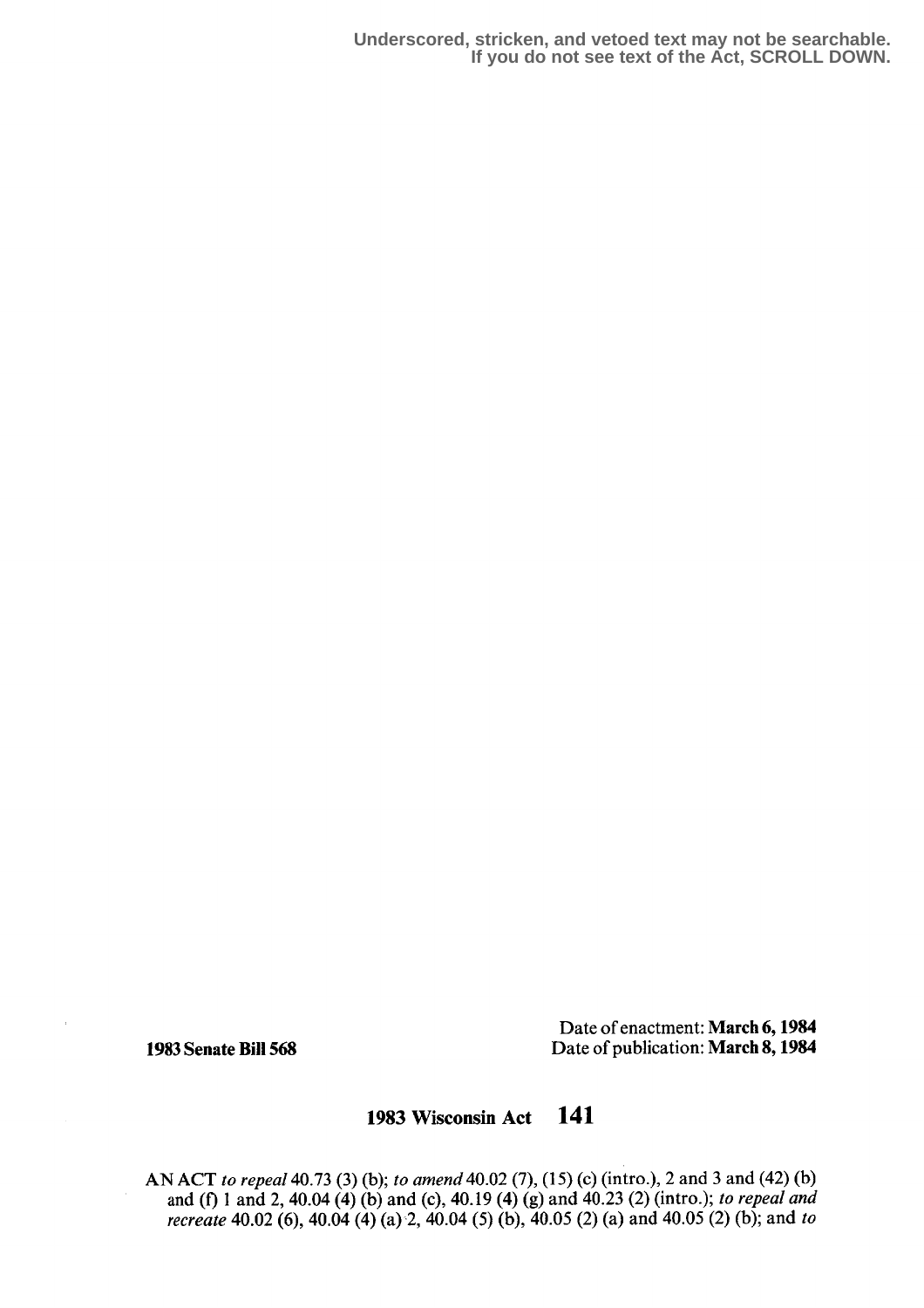Underscored, stricken, and vetoed text may not be searchable.
If you do not see text of the Act, SCROLL DOWN.

**1983 Senate Bill 568**

Date of enactment: **March 6, 1984**
Date of publication: **March 8, 1984**

# 1983 Wisconsin Act 141

AN ACT *to repeal* 40.73 (3) (b); *to amend* 40.02 (7), (15) (c) (intro.), 2 and 3 and (42) (b) and (f) 1 and 2, 40.04 (4) (b) and (c), 40.19 (4) (g) and 40.23 (2) (intro.); *to repeal and recreate* 40.02 (6), 40.04 (4) (a) 2, 40.04 (5) (b), 40.05 (2) (a) and 40.05 (2) (b); and *to*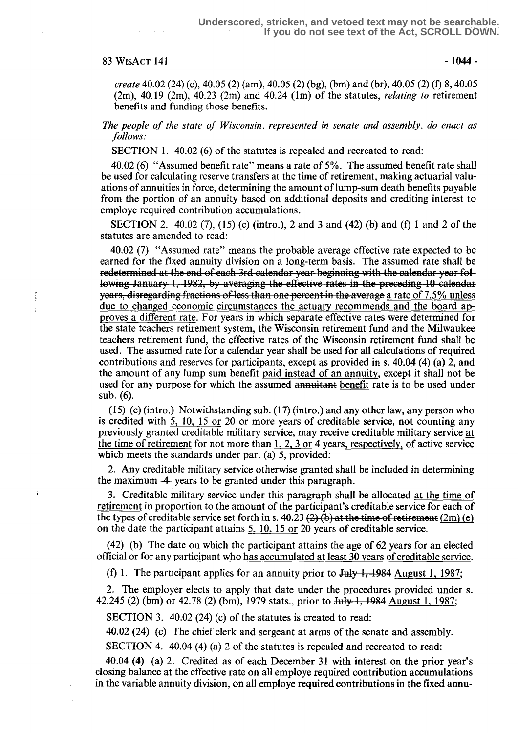create 40.02 (24) (c), 40.05 (2) (am), 40.05 (2) (bg), (bm) and (br), 40.05 (2) (f) 8, 40.05 (2m), 40.19 (2m), 40.23 (2m) and 40.24 (1m) of the statutes, *relating to* retirement benefits and funding those benefits.

*The people of the state of Wisconsin, represented in senate and assembly, do enact as follows:*

SECTION 1. 40.02 (6) of the statutes is repealed and recreated to read:

40.02 (6) "Assumed benefit rate" means a rate of 5%. The assumed benefit rate shall be used for calculating reserve transfers at the time of retirement, making actuarial valuations of annuities in force, determining the amount of lump-sum death benefits payable from the portion of an annuity based on additional deposits and crediting interest to employe required contribution accumulations.

SECTION 2. 40.02 (7), (15) (c) (intro.), 2 and 3 and (42) (b) and (f) 1 and 2 of the statutes are amended to read:

40.02 (7) "Assumed rate" means the probable average effective rate expected to be earned for the fixed annuity division on a long-term basis. The assumed rate shall be ~~redetermined at the end of each 3rd calendar year beginning with the calendar year following January 1, 1982, by averaging the effective rates in the preceding 10 calendar years, disregarding fractions of less than one percent in the average~~ a rate of 7.5% unless due to changed economic circumstances the actuary recommends and the board approves a different rate. For years in which separate effective rates were determined for the state teachers retirement system, the Wisconsin retirement fund and the Milwaukee teachers retirement fund, the effective rates of the Wisconsin retirement fund shall be used. The assumed rate for a calendar year shall be used for all calculations of required contributions and reserves for participants, except as provided in s. 40.04 (4) (a) 2, and the amount of any lump sum benefit paid instead of an annuity, except it shall not be used for any purpose for which the assumed ~~annuitant~~ benefit rate is to be used under sub. (6).

(15) (c) (intro.) Notwithstanding sub. (17) (intro.) and any other law, any person who is credited with 5, 10, 15 or 20 or more years of creditable service, not counting any previously granted creditable military service, may receive creditable military service at the time of retirement for not more than 1, 2, 3 or 4 years, respectively, of active service which meets the standards under par. (a) 5, provided:

2. Any creditable military service otherwise granted shall be included in determining the maximum ~~4~~ years to be granted under this paragraph.

3. Creditable military service under this paragraph shall be allocated at the time of retirement in proportion to the amount of the participant's creditable service for each of the types of creditable service set forth in s. 40.23 ~~(2) (b) at the time of retirement~~ (2m) (e) on the date the participant attains 5, 10, 15 or 20 years of creditable service.

(42) (b) The date on which the participant attains the age of 62 years for an elected official or for any participant who has accumulated at least 30 years of creditable service.

(f) 1. The participant applies for an annuity prior to ~~July 1, 1984~~ August 1, 1987;

2. The employer elects to apply that date under the procedures provided under s. 42.245 (2) (bm) or 42.78 (2) (bm), 1979 stats., prior to ~~July 1, 1984~~ August 1, 1987;

SECTION 3. 40.02 (24) (c) of the statutes is created to read:

40.02 (24) (c) The chief clerk and sergeant at arms of the senate and assembly.

SECTION 4. 40.04 (4) (a) 2 of the statutes is repealed and recreated to read:

40.04 (4) (a) 2. Credited as of each December 31 with interest on the prior year's closing balance at the effective rate on all employe required contribution accumulations in the variable annuity division, on all employe required contributions in the fixed annu-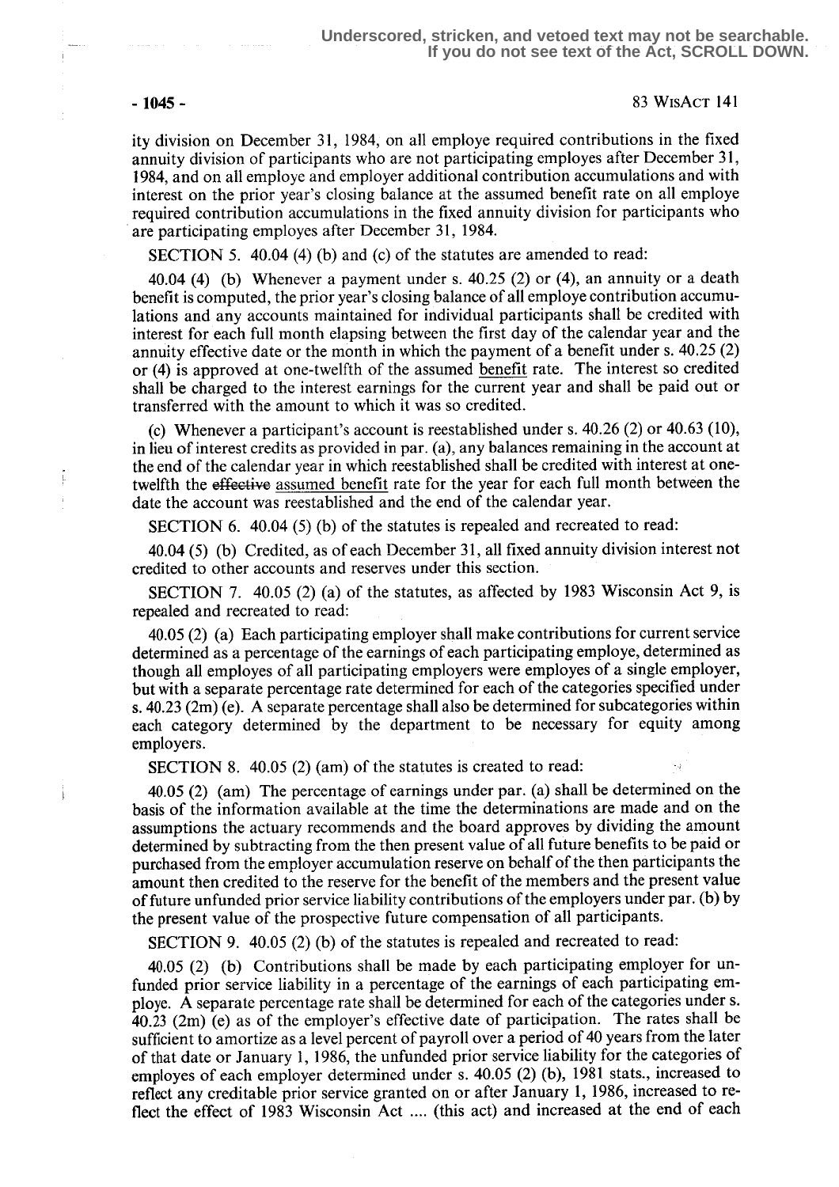ity division on December 31, 1984, on all employe required contributions in the fixed annuity division of participants who are not participating employes after December 31, 1984, and on all employe and employer additional contribution accumulations and with interest on the prior year's closing balance at the assumed benefit rate on all employe required contribution accumulations in the fixed annuity division for participants who are participating employes after December 31, 1984.

SECTION 5. 40.04 (4) (b) and (c) of the statutes are amended to read:

40.04 (4) (b) Whenever a payment under s. 40.25 (2) or (4), an annuity or a death benefit is computed, the prior year's closing balance of all employe contribution accumulations and any accounts maintained for individual participants shall be credited with interest for each full month elapsing between the first day of the calendar year and the annuity effective date or the month in which the payment of a benefit under s. 40.25 (2) or (4) is approved at one-twelfth of the assumed benefit rate. The interest so credited shall be charged to the interest earnings for the current year and shall be paid out or transferred with the amount to which it was so credited.

(c) Whenever a participant's account is reestablished under s. 40.26 (2) or 40.63 (10), in lieu of interest credits as provided in par. (a), any balances remaining in the account at the end of the calendar year in which reestablished shall be credited with interest at one-twelfth the ~~effective~~ assumed benefit rate for the year for each full month between the date the account was reestablished and the end of the calendar year.

SECTION 6. 40.04 (5) (b) of the statutes is repealed and recreated to read:

40.04 (5) (b) Credited, as of each December 31, all fixed annuity division interest not credited to other accounts and reserves under this section.

SECTION 7. 40.05 (2) (a) of the statutes, as affected by 1983 Wisconsin Act 9, is repealed and recreated to read:

40.05 (2) (a) Each participating employer shall make contributions for current service determined as a percentage of the earnings of each participating employe, determined as though all employes of all participating employers were employes of a single employer, but with a separate percentage rate determined for each of the categories specified under s. 40.23 (2m) (e). A separate percentage shall also be determined for subcategories within each category determined by the department to be necessary for equity among employers.

SECTION 8. 40.05 (2) (am) of the statutes is created to read:

40.05 (2) (am) The percentage of earnings under par. (a) shall be determined on the basis of the information available at the time the determinations are made and on the assumptions the actuary recommends and the board approves by dividing the amount determined by subtracting from the then present value of all future benefits to be paid or purchased from the employer accumulation reserve on behalf of the then participants the amount then credited to the reserve for the benefit of the members and the present value of future unfunded prior service liability contributions of the employers under par. (b) by the present value of the prospective future compensation of all participants.

SECTION 9. 40.05 (2) (b) of the statutes is repealed and recreated to read:

40.05 (2) (b) Contributions shall be made by each participating employer for unfunded prior service liability in a percentage of the earnings of each participating employe. A separate percentage rate shall be determined for each of the categories under s. 40.23 (2m) (e) as of the employer's effective date of participation. The rates shall be sufficient to amortize as a level percent of payroll over a period of 40 years from the later of that date or January 1, 1986, the unfunded prior service liability for the categories of employes of each employer determined under s. 40.05 (2) (b), 1981 stats., increased to reflect any creditable prior service granted on or after January 1, 1986, increased to reflect the effect of 1983 Wisconsin Act .... (this act) and increased at the end of each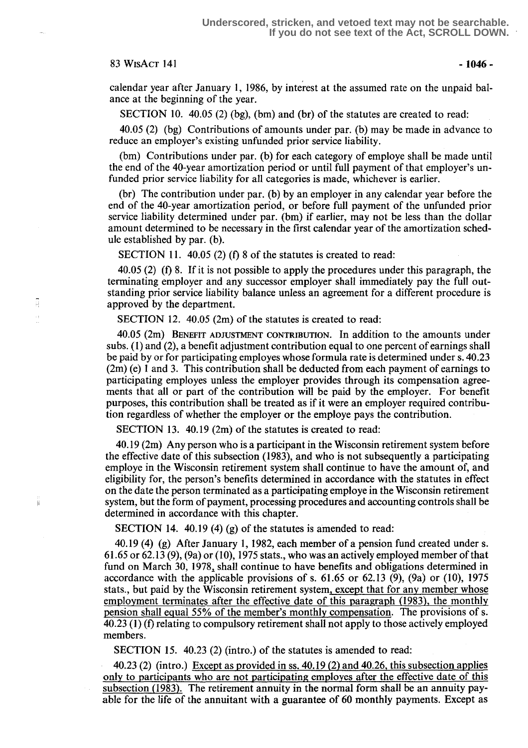calendar year after January 1, 1986, by interest at the assumed rate on the unpaid balance at the beginning of the year.

SECTION 10. 40.05 (2) (bg), (bm) and (br) of the statutes are created to read:

40.05 (2) (bg) Contributions of amounts under par. (b) may be made in advance to reduce an employer's existing unfunded prior service liability.

(bm) Contributions under par. (b) for each category of employe shall be made until the end of the 40-year amortization period or until full payment of that employer's unfunded prior service liability for all categories is made, whichever is earlier.

(br) The contribution under par. (b) by an employer in any calendar year before the end of the 40-year amortization period, or before full payment of the unfunded prior service liability determined under par. (bm) if earlier, may not be less than the dollar amount determined to be necessary in the first calendar year of the amortization schedule established by par. (b).

SECTION 11. 40.05 (2) (f) 8 of the statutes is created to read:

40.05 (2) (f) 8. If it is not possible to apply the procedures under this paragraph, the terminating employer and any successor employer shall immediately pay the full outstanding prior service liability balance unless an agreement for a different procedure is approved by the department.

SECTION 12. 40.05 (2m) of the statutes is created to read:

40.05 (2m) BENEFIT ADJUSTMENT CONTRIBUTION. In addition to the amounts under subs. (1) and (2), a benefit adjustment contribution equal to one percent of earnings shall be paid by or for participating employes whose formula rate is determined under s. 40.23 (2m) (e) 1 and 3. This contribution shall be deducted from each payment of earnings to participating employes unless the employer provides through its compensation agreements that all or part of the contribution will be paid by the employer. For benefit purposes, this contribution shall be treated as if it were an employer required contribution regardless of whether the employer or the employe pays the contribution.

SECTION 13. 40.19 (2m) of the statutes is created to read:

40.19 (2m) Any person who is a participant in the Wisconsin retirement system before the effective date of this subsection (1983), and who is not subsequently a participating employe in the Wisconsin retirement system shall continue to have the amount of, and eligibility for, the person's benefits determined in accordance with the statutes in effect on the date the person terminated as a participating employe in the Wisconsin retirement system, but the form of payment, processing procedures and accounting controls shall be determined in accordance with this chapter.

SECTION 14. 40.19 (4) (g) of the statutes is amended to read:

40.19 (4) (g) After January 1, 1982, each member of a pension fund created under s. 61.65 or 62.13 (9), (9a) or (10), 1975 stats., who was an actively employed member of that fund on March 30, 1978, shall continue to have benefits and obligations determined in accordance with the applicable provisions of s. 61.65 or 62.13 (9), (9a) or (10), 1975 stats., but paid by the Wisconsin retirement system, except that for any member whose employment terminates after the effective date of this paragraph (1983), the monthly pension shall equal 55% of the member's monthly compensation. The provisions of s. 40.23 (1) (f) relating to compulsory retirement shall not apply to those actively employed members.

SECTION 15. 40.23 (2) (intro.) of the statutes is amended to read:

40.23 (2) (intro.) Except as provided in ss. 40.19 (2) and 40.26, this subsection applies only to participants who are not participating employes after the effective date of this subsection (1983). The retirement annuity in the normal form shall be an annuity payable for the life of the annuitant with a guarantee of 60 monthly payments. Except as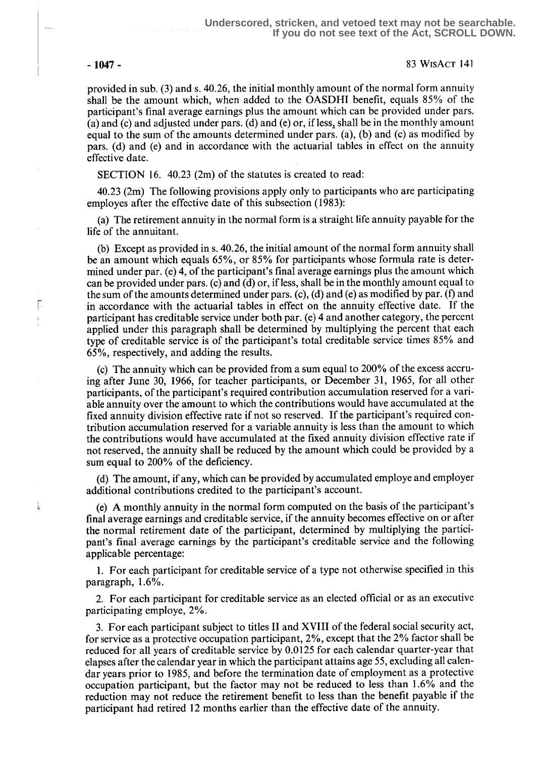provided in sub. (3) and s. 40.26, the initial monthly amount of the normal form annuity shall be the amount which, when added to the OASDHI benefit, equals 85% of the participant's final average earnings plus the amount which can be provided under pars. (a) and (c) and adjusted under pars. (d) and (e) or, if less, shall be in the monthly amount equal to the sum of the amounts determined under pars. (a), (b) and (c) as modified by pars. (d) and (e) and in accordance with the actuarial tables in effect on the annuity effective date.

SECTION 16. 40.23 (2m) of the statutes is created to read:

40.23 (2m) The following provisions apply only to participants who are participating employes after the effective date of this subsection (1983):

(a) The retirement annuity in the normal form is a straight life annuity payable for the life of the annuitant.

(b) Except as provided in s. 40.26, the initial amount of the normal form annuity shall be an amount which equals 65%, or 85% for participants whose formula rate is determined under par. (e) 4, of the participant's final average earnings plus the amount which can be provided under pars. (c) and (d) or, if less, shall be in the monthly amount equal to the sum of the amounts determined under pars. (c), (d) and (e) as modified by par. (f) and in accordance with the actuarial tables in effect on the annuity effective date. If the participant has creditable service under both par. (e) 4 and another category, the percent applied under this paragraph shall be determined by multiplying the percent that each type of creditable service is of the participant's total creditable service times 85% and 65%, respectively, and adding the results.

(c) The annuity which can be provided from a sum equal to 200% of the excess accruing after June 30, 1966, for teacher participants, or December 31, 1965, for all other participants, of the participant's required contribution accumulation reserved for a variable annuity over the amount to which the contributions would have accumulated at the fixed annuity division effective rate if not so reserved. If the participant's required contribution accumulation reserved for a variable annuity is less than the amount to which the contributions would have accumulated at the fixed annuity division effective rate if not reserved, the annuity shall be reduced by the amount which could be provided by a sum equal to 200% of the deficiency.

(d) The amount, if any, which can be provided by accumulated employe and employer additional contributions credited to the participant's account.

(e) A monthly annuity in the normal form computed on the basis of the participant's final average earnings and creditable service, if the annuity becomes effective on or after the normal retirement date of the participant, determined by multiplying the participant's final average earnings by the participant's creditable service and the following applicable percentage:

1. For each participant for creditable service of a type not otherwise specified in this paragraph, 1.6%.

2. For each participant for creditable service as an elected official or as an executive participating employe, 2%.

3. For each participant subject to titles II and XVIII of the federal social security act, for service as a protective occupation participant, 2%, except that the 2% factor shall be reduced for all years of creditable service by 0.0125 for each calendar quarter-year that elapses after the calendar year in which the participant attains age 55, excluding all calendar years prior to 1985, and before the termination date of employment as a protective occupation participant, but the factor may not be reduced to less than 1.6% and the reduction may not reduce the retirement benefit to less than the benefit payable if the participant had retired 12 months earlier than the effective date of the annuity.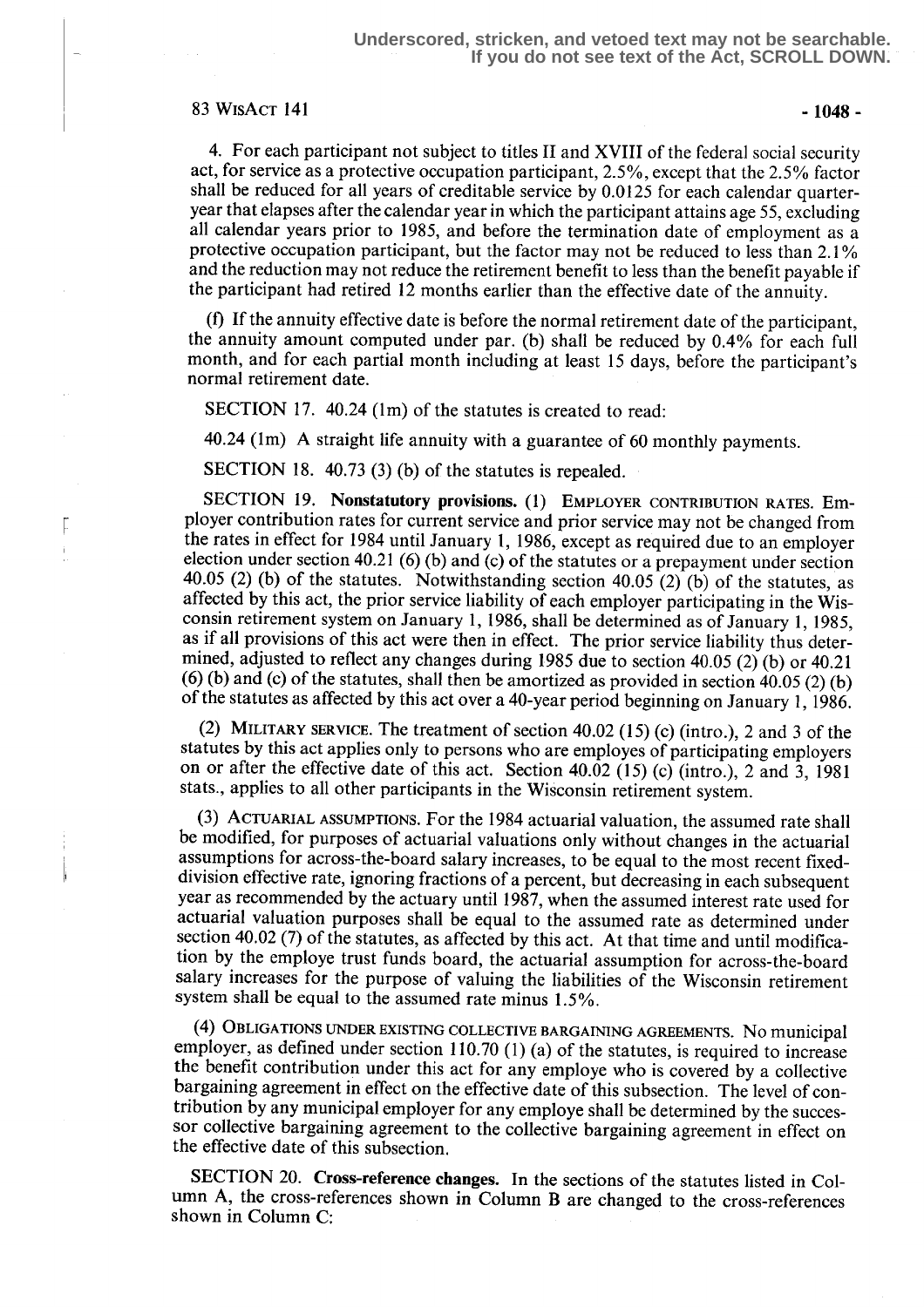4. For each participant not subject to titles II and XVIII of the federal social security act, for service as a protective occupation participant, 2.5%, except that the 2.5% factor shall be reduced for all years of creditable service by 0.0125 for each calendar quarter-year that elapses after the calendar year in which the participant attains age 55, excluding all calendar years prior to 1985, and before the termination date of employment as a protective occupation participant, but the factor may not be reduced to less than 2.1% and the reduction may not reduce the retirement benefit to less than the benefit payable if the participant had retired 12 months earlier than the effective date of the annuity.

(f) If the annuity effective date is before the normal retirement date of the participant, the annuity amount computed under par. (b) shall be reduced by 0.4% for each full month, and for each partial month including at least 15 days, before the participant's normal retirement date.

SECTION 17. 40.24 (1m) of the statutes is created to read:

40.24 (1m) A straight life annuity with a guarantee of 60 monthly payments.

SECTION 18. 40.73 (3) (b) of the statutes is repealed.

SECTION 19. **Nonstatutory provisions.** (1) EMPLOYER CONTRIBUTION RATES. Employer contribution rates for current service and prior service may not be changed from the rates in effect for 1984 until January 1, 1986, except as required due to an employer election under section 40.21 (6) (b) and (c) of the statutes or a prepayment under section 40.05 (2) (b) of the statutes. Notwithstanding section 40.05 (2) (b) of the statutes, as affected by this act, the prior service liability of each employer participating in the Wisconsin retirement system on January 1, 1986, shall be determined as of January 1, 1985, as if all provisions of this act were then in effect. The prior service liability thus determined, adjusted to reflect any changes during 1985 due to section 40.05 (2) (b) or 40.21 (6) (b) and (c) of the statutes, shall then be amortized as provided in section 40.05 (2) (b) of the statutes as affected by this act over a 40-year period beginning on January 1, 1986.

(2) MILITARY SERVICE. The treatment of section 40.02 (15) (c) (intro.), 2 and 3 of the statutes by this act applies only to persons who are employes of participating employers on or after the effective date of this act. Section 40.02 (15) (c) (intro.), 2 and 3, 1981 stats., applies to all other participants in the Wisconsin retirement system.

(3) ACTUARIAL ASSUMPTIONS. For the 1984 actuarial valuation, the assumed rate shall be modified, for purposes of actuarial valuations only without changes in the actuarial assumptions for across-the-board salary increases, to be equal to the most recent fixed-division effective rate, ignoring fractions of a percent, but decreasing in each subsequent year as recommended by the actuary until 1987, when the assumed interest rate used for actuarial valuation purposes shall be equal to the assumed rate as determined under section 40.02 (7) of the statutes, as affected by this act. At that time and until modification by the employe trust funds board, the actuarial assumption for across-the-board salary increases for the purpose of valuing the liabilities of the Wisconsin retirement system shall be equal to the assumed rate minus 1.5%.

(4) OBLIGATIONS UNDER EXISTING COLLECTIVE BARGAINING AGREEMENTS. No municipal employer, as defined under section 110.70 (1) (a) of the statutes, is required to increase the benefit contribution under this act for any employe who is covered by a collective bargaining agreement in effect on the effective date of this subsection. The level of contribution by any municipal employer for any employe shall be determined by the successor collective bargaining agreement to the collective bargaining agreement in effect on the effective date of this subsection.

SECTION 20. **Cross-reference changes.** In the sections of the statutes listed in Column A, the cross-references shown in Column B are changed to the cross-references shown in Column C: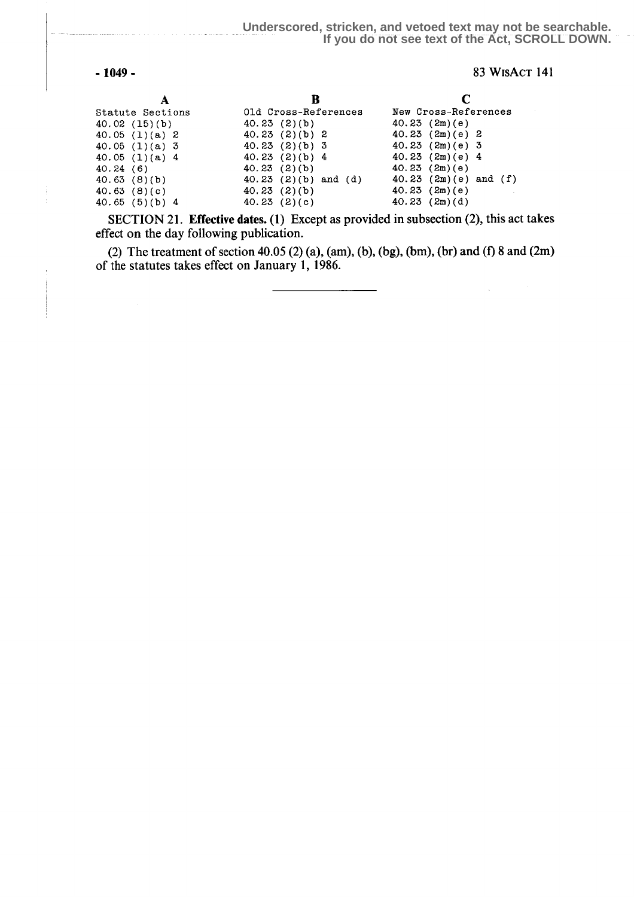| A | B | C |
| --- | --- | --- |
| Statute Sections | Old Cross-References | New Cross-References |
| 40.02 (15)(b) | 40.23 (2)(b) | 40.23 (2m)(e) |
| 40.05 (1)(a) 2 | 40.23 (2)(b) 2 | 40.23 (2m)(e) 2 |
| 40.05 (1)(a) 3 | 40.23 (2)(b) 3 | 40.23 (2m)(e) 3 |
| 40.05 (1)(a) 4 | 40.23 (2)(b) 4 | 40.23 (2m)(e) 4 |
| 40.24 (6) | 40.23 (2)(b) | 40.23 (2m)(e) |
| 40.63 (8)(b) | 40.23 (2)(b) and (d) | 40.23 (2m)(e) and (f) |
| 40.63 (8)(c) | 40.23 (2)(b) | 40.23 (2m)(e) |
| 40.65 (5)(b) 4 | 40.23 (2)(c) | 40.23 (2m)(d) |

SECTION 21. **Effective dates.** (1) Except as provided in subsection (2), this act takes effect on the day following publication.

(2) The treatment of section 40.05 (2) (a), (am), (b), (bg), (bm), (br) and (f) 8 and (2m) of the statutes takes effect on January 1, 1986.